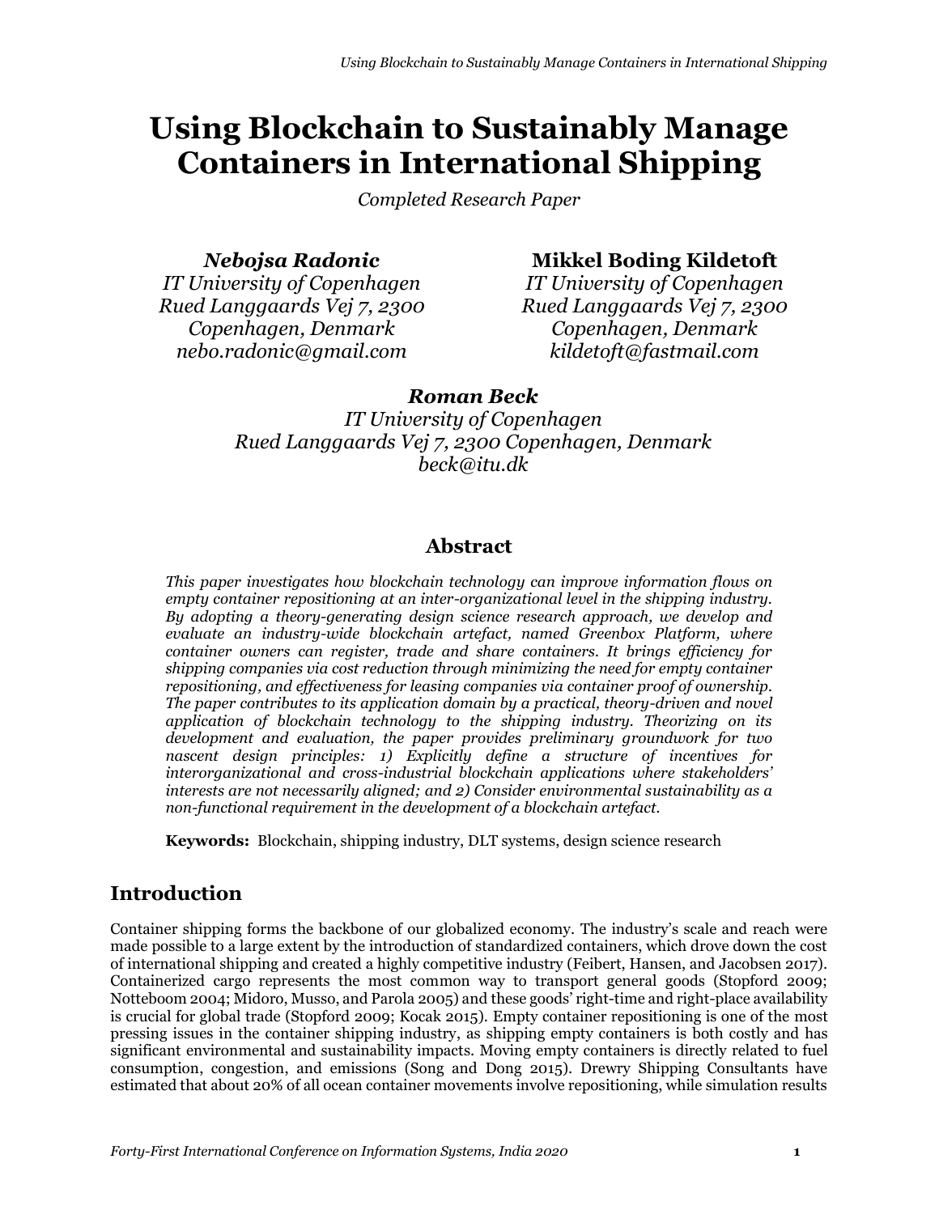# Using Blockchain to Sustainably Manage Containers in International Shipping

*Completed Research Paper*

***Nebojsa Radonic***
*IT University of Copenhagen*
*Rued Langgaards Vej 7, 2300*
*Copenhagen, Denmark*
*nebo.radonic@gmail.com*

**Mikkel Boding Kildetoft**
*IT University of Copenhagen*
*Rued Langgaards Vej 7, 2300*
*Copenhagen, Denmark*
*kildetoft@fastmail.com*

***Roman Beck***
*IT University of Copenhagen*
*Rued Langgaards Vej 7, 2300 Copenhagen, Denmark*
*beck@itu.dk*

## Abstract

*This paper investigates how blockchain technology can improve information flows on empty container repositioning at an inter-organizational level in the shipping industry. By adopting a theory-generating design science research approach, we develop and evaluate an industry-wide blockchain artefact, named Greenbox Platform, where container owners can register, trade and share containers. It brings efficiency for shipping companies via cost reduction through minimizing the need for empty container repositioning, and effectiveness for leasing companies via container proof of ownership. The paper contributes to its application domain by a practical, theory-driven and novel application of blockchain technology to the shipping industry. Theorizing on its development and evaluation, the paper provides preliminary groundwork for two nascent design principles: 1) Explicitly define a structure of incentives for interorganizational and cross-industrial blockchain applications where stakeholders' interests are not necessarily aligned; and 2) Consider environmental sustainability as a non-functional requirement in the development of a blockchain artefact.*

**Keywords:** Blockchain, shipping industry, DLT systems, design science research

## Introduction

Container shipping forms the backbone of our globalized economy. The industry's scale and reach were made possible to a large extent by the introduction of standardized containers, which drove down the cost of international shipping and created a highly competitive industry (Feibert, Hansen, and Jacobsen 2017). Containerized cargo represents the most common way to transport general goods (Stopford 2009; Notteboom 2004; Midoro, Musso, and Parola 2005) and these goods' right-time and right-place availability is crucial for global trade (Stopford 2009; Kocak 2015). Empty container repositioning is one of the most pressing issues in the container shipping industry, as shipping empty containers is both costly and has significant environmental and sustainability impacts. Moving empty containers is directly related to fuel consumption, congestion, and emissions (Song and Dong 2015). Drewry Shipping Consultants have estimated that about 20% of all ocean container movements involve repositioning, while simulation results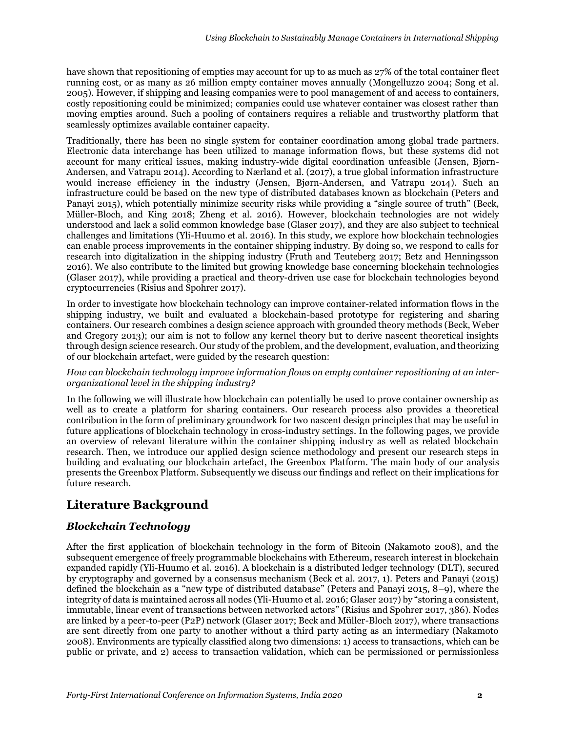have shown that repositioning of empties may account for up to as much as 27% of the total container fleet running cost, or as many as 26 million empty container moves annually (Mongelluzzo 2004; Song et al. 2005). However, if shipping and leasing companies were to pool management of and access to containers, costly repositioning could be minimized; companies could use whatever container was closest rather than moving empties around. Such a pooling of containers requires a reliable and trustworthy platform that seamlessly optimizes available container capacity.

Traditionally, there has been no single system for container coordination among global trade partners. Electronic data interchange has been utilized to manage information flows, but these systems did not account for many critical issues, making industry-wide digital coordination unfeasible (Jensen, Bjørn-Andersen, and Vatrapu 2014). According to Nærland et al. (2017), a true global information infrastructure would increase efficiency in the industry (Jensen, Bjørn-Andersen, and Vatrapu 2014). Such an infrastructure could be based on the new type of distributed databases known as blockchain (Peters and Panayi 2015), which potentially minimize security risks while providing a "single source of truth" (Beck, Müller-Bloch, and King 2018; Zheng et al. 2016). However, blockchain technologies are not widely understood and lack a solid common knowledge base (Glaser 2017), and they are also subject to technical challenges and limitations (Yli-Huumo et al. 2016). In this study, we explore how blockchain technologies can enable process improvements in the container shipping industry. By doing so, we respond to calls for research into digitalization in the shipping industry (Fruth and Teuteberg 2017; Betz and Henningsson 2016). We also contribute to the limited but growing knowledge base concerning blockchain technologies (Glaser 2017), while providing a practical and theory-driven use case for blockchain technologies beyond cryptocurrencies (Risius and Spohrer 2017).

In order to investigate how blockchain technology can improve container-related information flows in the shipping industry, we built and evaluated a blockchain-based prototype for registering and sharing containers. Our research combines a design science approach with grounded theory methods (Beck, Weber and Gregory 2013); our aim is not to follow any kernel theory but to derive nascent theoretical insights through design science research. Our study of the problem, and the development, evaluation, and theorizing of our blockchain artefact, were guided by the research question:

*How can blockchain technology improve information flows on empty container repositioning at an inter-organizational level in the shipping industry?*

In the following we will illustrate how blockchain can potentially be used to prove container ownership as well as to create a platform for sharing containers. Our research process also provides a theoretical contribution in the form of preliminary groundwork for two nascent design principles that may be useful in future applications of blockchain technology in cross-industry settings. In the following pages, we provide an overview of relevant literature within the container shipping industry as well as related blockchain research. Then, we introduce our applied design science methodology and present our research steps in building and evaluating our blockchain artefact, the Greenbox Platform. The main body of our analysis presents the Greenbox Platform. Subsequently we discuss our findings and reflect on their implications for future research.

# Literature Background

## *Blockchain Technology*

After the first application of blockchain technology in the form of Bitcoin (Nakamoto 2008), and the subsequent emergence of freely programmable blockchains with Ethereum, research interest in blockchain expanded rapidly (Yli-Huumo et al. 2016). A blockchain is a distributed ledger technology (DLT), secured by cryptography and governed by a consensus mechanism (Beck et al. 2017, 1). Peters and Panayi (2015) defined the blockchain as a "new type of distributed database" (Peters and Panayi 2015, 8–9), where the integrity of data is maintained across all nodes (Yli-Huumo et al. 2016; Glaser 2017) by "storing a consistent, immutable, linear event of transactions between networked actors" (Risius and Spohrer 2017, 386). Nodes are linked by a peer-to-peer (P2P) network (Glaser 2017; Beck and Müller-Bloch 2017), where transactions are sent directly from one party to another without a third party acting as an intermediary (Nakamoto 2008). Environments are typically classified along two dimensions: 1) access to transactions, which can be public or private, and 2) access to transaction validation, which can be permissioned or permissionless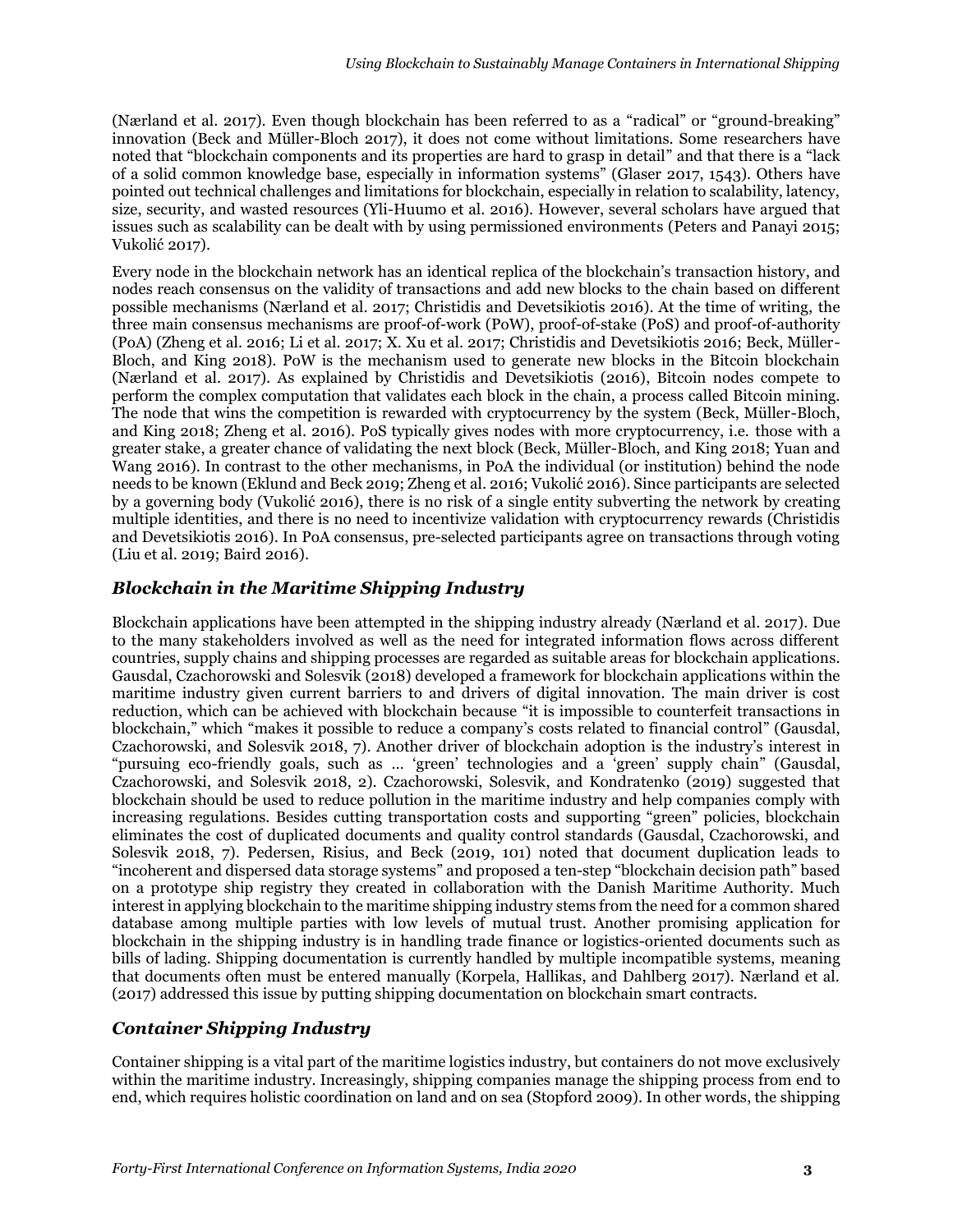(Nærland et al. 2017). Even though blockchain has been referred to as a "radical" or "ground-breaking" innovation (Beck and Müller-Bloch 2017), it does not come without limitations. Some researchers have noted that "blockchain components and its properties are hard to grasp in detail" and that there is a "lack of a solid common knowledge base, especially in information systems" (Glaser 2017, 1543). Others have pointed out technical challenges and limitations for blockchain, especially in relation to scalability, latency, size, security, and wasted resources (Yli-Huumo et al. 2016). However, several scholars have argued that issues such as scalability can be dealt with by using permissioned environments (Peters and Panayi 2015; Vukolić 2017).

Every node in the blockchain network has an identical replica of the blockchain's transaction history, and nodes reach consensus on the validity of transactions and add new blocks to the chain based on different possible mechanisms (Nærland et al. 2017; Christidis and Devetsikiotis 2016). At the time of writing, the three main consensus mechanisms are proof-of-work (PoW), proof-of-stake (PoS) and proof-of-authority (PoA) (Zheng et al. 2016; Li et al. 2017; X. Xu et al. 2017; Christidis and Devetsikiotis 2016; Beck, Müller-Bloch, and King 2018). PoW is the mechanism used to generate new blocks in the Bitcoin blockchain (Nærland et al. 2017). As explained by Christidis and Devetsikiotis (2016), Bitcoin nodes compete to perform the complex computation that validates each block in the chain, a process called Bitcoin mining. The node that wins the competition is rewarded with cryptocurrency by the system (Beck, Müller-Bloch, and King 2018; Zheng et al. 2016). PoS typically gives nodes with more cryptocurrency, i.e. those with a greater stake, a greater chance of validating the next block (Beck, Müller-Bloch, and King 2018; Yuan and Wang 2016). In contrast to the other mechanisms, in PoA the individual (or institution) behind the node needs to be known (Eklund and Beck 2019; Zheng et al. 2016; Vukolić 2016). Since participants are selected by a governing body (Vukolić 2016), there is no risk of a single entity subverting the network by creating multiple identities, and there is no need to incentivize validation with cryptocurrency rewards (Christidis and Devetsikiotis 2016). In PoA consensus, pre-selected participants agree on transactions through voting (Liu et al. 2019; Baird 2016).

## *Blockchain in the Maritime Shipping Industry*

Blockchain applications have been attempted in the shipping industry already (Nærland et al. 2017). Due to the many stakeholders involved as well as the need for integrated information flows across different countries, supply chains and shipping processes are regarded as suitable areas for blockchain applications. Gausdal, Czachorowski and Solesvik (2018) developed a framework for blockchain applications within the maritime industry given current barriers to and drivers of digital innovation. The main driver is cost reduction, which can be achieved with blockchain because "it is impossible to counterfeit transactions in blockchain," which "makes it possible to reduce a company's costs related to financial control" (Gausdal, Czachorowski, and Solesvik 2018, 7). Another driver of blockchain adoption is the industry's interest in "pursuing eco-friendly goals, such as … 'green' technologies and a 'green' supply chain" (Gausdal, Czachorowski, and Solesvik 2018, 2). Czachorowski, Solesvik, and Kondratenko (2019) suggested that blockchain should be used to reduce pollution in the maritime industry and help companies comply with increasing regulations. Besides cutting transportation costs and supporting "green" policies, blockchain eliminates the cost of duplicated documents and quality control standards (Gausdal, Czachorowski, and Solesvik 2018, 7). Pedersen, Risius, and Beck (2019, 101) noted that document duplication leads to "incoherent and dispersed data storage systems" and proposed a ten-step "blockchain decision path" based on a prototype ship registry they created in collaboration with the Danish Maritime Authority. Much interest in applying blockchain to the maritime shipping industry stems from the need for a common shared database among multiple parties with low levels of mutual trust. Another promising application for blockchain in the shipping industry is in handling trade finance or logistics-oriented documents such as bills of lading. Shipping documentation is currently handled by multiple incompatible systems, meaning that documents often must be entered manually (Korpela, Hallikas, and Dahlberg 2017). Nærland et al. (2017) addressed this issue by putting shipping documentation on blockchain smart contracts.

## *Container Shipping Industry*

Container shipping is a vital part of the maritime logistics industry, but containers do not move exclusively within the maritime industry. Increasingly, shipping companies manage the shipping process from end to end, which requires holistic coordination on land and on sea (Stopford 2009). In other words, the shipping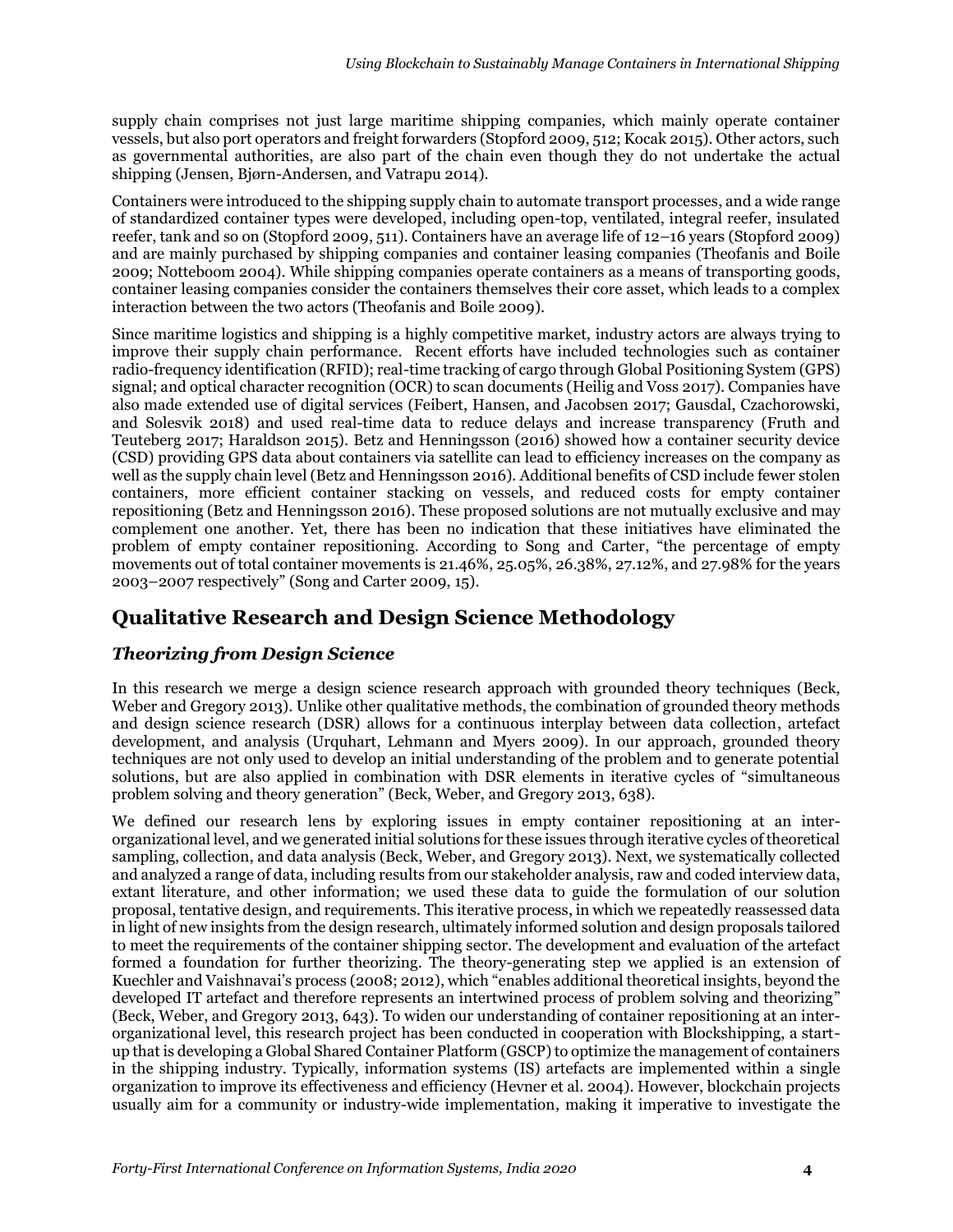supply chain comprises not just large maritime shipping companies, which mainly operate container vessels, but also port operators and freight forwarders (Stopford 2009, 512; Kocak 2015). Other actors, such as governmental authorities, are also part of the chain even though they do not undertake the actual shipping (Jensen, Bjørn-Andersen, and Vatrapu 2014).

Containers were introduced to the shipping supply chain to automate transport processes, and a wide range of standardized container types were developed, including open-top, ventilated, integral reefer, insulated reefer, tank and so on (Stopford 2009, 511). Containers have an average life of 12–16 years (Stopford 2009) and are mainly purchased by shipping companies and container leasing companies (Theofanis and Boile 2009; Notteboom 2004). While shipping companies operate containers as a means of transporting goods, container leasing companies consider the containers themselves their core asset, which leads to a complex interaction between the two actors (Theofanis and Boile 2009).

Since maritime logistics and shipping is a highly competitive market, industry actors are always trying to improve their supply chain performance. Recent efforts have included technologies such as container radio-frequency identification (RFID); real-time tracking of cargo through Global Positioning System (GPS) signal; and optical character recognition (OCR) to scan documents (Heilig and Voss 2017). Companies have also made extended use of digital services (Feibert, Hansen, and Jacobsen 2017; Gausdal, Czachorowski, and Solesvik 2018) and used real-time data to reduce delays and increase transparency (Fruth and Teuteberg 2017; Haraldson 2015). Betz and Henningsson (2016) showed how a container security device (CSD) providing GPS data about containers via satellite can lead to efficiency increases on the company as well as the supply chain level (Betz and Henningsson 2016). Additional benefits of CSD include fewer stolen containers, more efficient container stacking on vessels, and reduced costs for empty container repositioning (Betz and Henningsson 2016). These proposed solutions are not mutually exclusive and may complement one another. Yet, there has been no indication that these initiatives have eliminated the problem of empty container repositioning. According to Song and Carter, "the percentage of empty movements out of total container movements is 21.46%, 25.05%, 26.38%, 27.12%, and 27.98% for the years 2003–2007 respectively" (Song and Carter 2009, 15).

## Qualitative Research and Design Science Methodology

### *Theorizing from Design Science*

In this research we merge a design science research approach with grounded theory techniques (Beck, Weber and Gregory 2013). Unlike other qualitative methods, the combination of grounded theory methods and design science research (DSR) allows for a continuous interplay between data collection, artefact development, and analysis (Urquhart, Lehmann and Myers 2009). In our approach, grounded theory techniques are not only used to develop an initial understanding of the problem and to generate potential solutions, but are also applied in combination with DSR elements in iterative cycles of "simultaneous problem solving and theory generation" (Beck, Weber, and Gregory 2013, 638).

We defined our research lens by exploring issues in empty container repositioning at an inter-organizational level, and we generated initial solutions for these issues through iterative cycles of theoretical sampling, collection, and data analysis (Beck, Weber, and Gregory 2013). Next, we systematically collected and analyzed a range of data, including results from our stakeholder analysis, raw and coded interview data, extant literature, and other information; we used these data to guide the formulation of our solution proposal, tentative design, and requirements. This iterative process, in which we repeatedly reassessed data in light of new insights from the design research, ultimately informed solution and design proposals tailored to meet the requirements of the container shipping sector. The development and evaluation of the artefact formed a foundation for further theorizing. The theory-generating step we applied is an extension of Kuechler and Vaishnavai's process (2008; 2012), which "enables additional theoretical insights, beyond the developed IT artefact and therefore represents an intertwined process of problem solving and theorizing" (Beck, Weber, and Gregory 2013, 643). To widen our understanding of container repositioning at an inter-organizational level, this research project has been conducted in cooperation with Blockshipping, a start-up that is developing a Global Shared Container Platform (GSCP) to optimize the management of containers in the shipping industry. Typically, information systems (IS) artefacts are implemented within a single organization to improve its effectiveness and efficiency (Hevner et al. 2004). However, blockchain projects usually aim for a community or industry-wide implementation, making it imperative to investigate the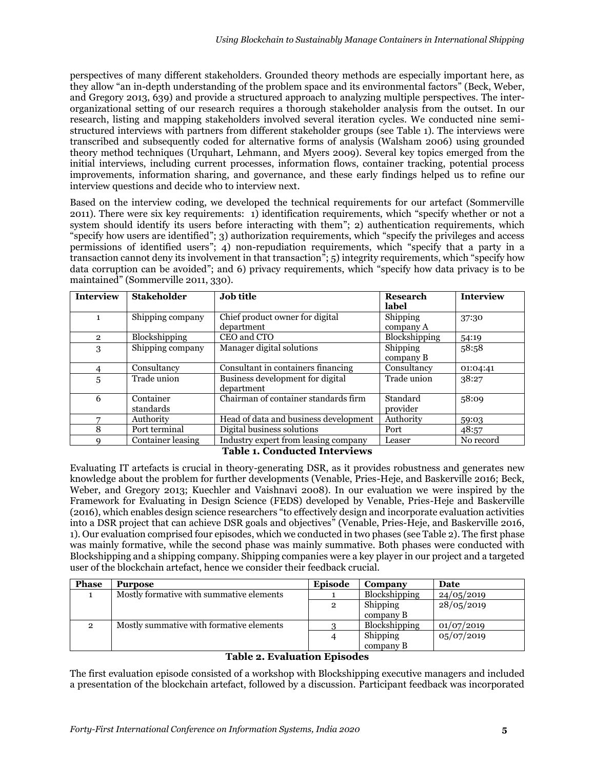perspectives of many different stakeholders. Grounded theory methods are especially important here, as they allow "an in-depth understanding of the problem space and its environmental factors" (Beck, Weber, and Gregory 2013, 639) and provide a structured approach to analyzing multiple perspectives. The inter-organizational setting of our research requires a thorough stakeholder analysis from the outset. In our research, listing and mapping stakeholders involved several iteration cycles. We conducted nine semi-structured interviews with partners from different stakeholder groups (see Table 1). The interviews were transcribed and subsequently coded for alternative forms of analysis (Walsham 2006) using grounded theory method techniques (Urquhart, Lehmann, and Myers 2009). Several key topics emerged from the initial interviews, including current processes, information flows, container tracking, potential process improvements, information sharing, and governance, and these early findings helped us to refine our interview questions and decide who to interview next.

Based on the interview coding, we developed the technical requirements for our artefact (Sommerville 2011). There were six key requirements: 1) identification requirements, which "specify whether or not a system should identify its users before interacting with them"; 2) authentication requirements, which "specify how users are identified"; 3) authorization requirements, which "specify the privileges and access permissions of identified users"; 4) non-repudiation requirements, which "specify that a party in a transaction cannot deny its involvement in that transaction"; 5) integrity requirements, which "specify how data corruption can be avoided"; and 6) privacy requirements, which "specify how data privacy is to be maintained" (Sommerville 2011, 330).

| Interview | Stakeholder | Job title | Research label | Interview |
|---|---|---|---|---|
| 1 | Shipping company | Chief product owner for digital department | Shipping company A | 37:30 |
| 2 | Blockshipping | CEO and CTO | Blockshipping | 54:19 |
| 3 | Shipping company | Manager digital solutions | Shipping company B | 58:58 |
| 4 | Consultancy | Consultant in containers financing | Consultancy | 01:04:41 |
| 5 | Trade union | Business development for digital department | Trade union | 38:27 |
| 6 | Container standards | Chairman of container standards firm | Standard provider | 58:09 |
| 7 | Authority | Head of data and business development | Authority | 59:03 |
| 8 | Port terminal | Digital business solutions | Port | 48:57 |
| 9 | Container leasing | Industry expert from leasing company | Leaser | No record |

**Table 1. Conducted Interviews**

Evaluating IT artefacts is crucial in theory-generating DSR, as it provides robustness and generates new knowledge about the problem for further developments (Venable, Pries-Heje, and Baskerville 2016; Beck, Weber, and Gregory 2013; Kuechler and Vaishnavi 2008). In our evaluation we were inspired by the Framework for Evaluating in Design Science (FEDS) developed by Venable, Pries-Heje and Baskerville (2016), which enables design science researchers "to effectively design and incorporate evaluation activities into a DSR project that can achieve DSR goals and objectives" (Venable, Pries-Heje, and Baskerville 2016, 1). Our evaluation comprised four episodes, which we conducted in two phases (see Table 2). The first phase was mainly formative, while the second phase was mainly summative. Both phases were conducted with Blockshipping and a shipping company. Shipping companies were a key player in our project and a targeted user of the blockchain artefact, hence we consider their feedback crucial.

| Phase | Purpose | Episode | Company | Date |
|---|---|---|---|---|
| 1 | Mostly formative with summative elements | 1 | Blockshipping | 24/05/2019 |
| | | 2 | Shipping company B | 28/05/2019 |
| 2 | Mostly summative with formative elements | 3 | Blockshipping | 01/07/2019 |
| | | 4 | Shipping company B | 05/07/2019 |

**Table 2. Evaluation Episodes**

The first evaluation episode consisted of a workshop with Blockshipping executive managers and included a presentation of the blockchain artefact, followed by a discussion. Participant feedback was incorporated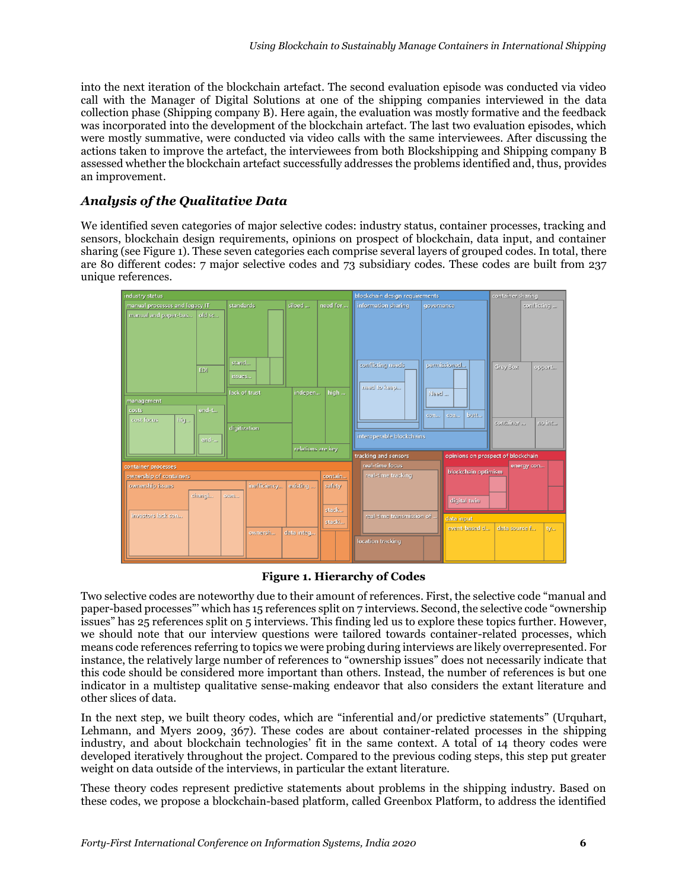into the next iteration of the blockchain artefact. The second evaluation episode was conducted via video call with the Manager of Digital Solutions at one of the shipping companies interviewed in the data collection phase (Shipping company B). Here again, the evaluation was mostly formative and the feedback was incorporated into the development of the blockchain artefact. The last two evaluation episodes, which were mostly summative, were conducted via video calls with the same interviewees. After discussing the actions taken to improve the artefact, the interviewees from both Blockshipping and Shipping company B assessed whether the blockchain artefact successfully addresses the problems identified and, thus, provides an improvement.

## *Analysis of the Qualitative Data*

We identified seven categories of major selective codes: industry status, container processes, tracking and sensors, blockchain design requirements, opinions on prospect of blockchain, data input, and container sharing (see Figure 1). These seven categories each comprise several layers of grouped codes. In total, there are 80 different codes: 7 major selective codes and 73 subsidiary codes. These codes are built from 237 unique references.

**Figure 1. Hierarchy of Codes**

Two selective codes are noteworthy due to their amount of references. First, the selective code "manual and paper-based processes"' which has 15 references split on 7 interviews. Second, the selective code "ownership issues" has 25 references split on 5 interviews. This finding led us to explore these topics further. However, we should note that our interview questions were tailored towards container-related processes, which means code references referring to topics we were probing during interviews are likely overrepresented. For instance, the relatively large number of references to "ownership issues" does not necessarily indicate that this code should be considered more important than others. Instead, the number of references is but one indicator in a multistep qualitative sense-making endeavor that also considers the extant literature and other slices of data.

In the next step, we built theory codes, which are "inferential and/or predictive statements" (Urquhart, Lehmann, and Myers 2009, 367). These codes are about container-related processes in the shipping industry, and about blockchain technologies' fit in the same context. A total of 14 theory codes were developed iteratively throughout the project. Compared to the previous coding steps, this step put greater weight on data outside of the interviews, in particular the extant literature.

These theory codes represent predictive statements about problems in the shipping industry. Based on these codes, we propose a blockchain-based platform, called Greenbox Platform, to address the identified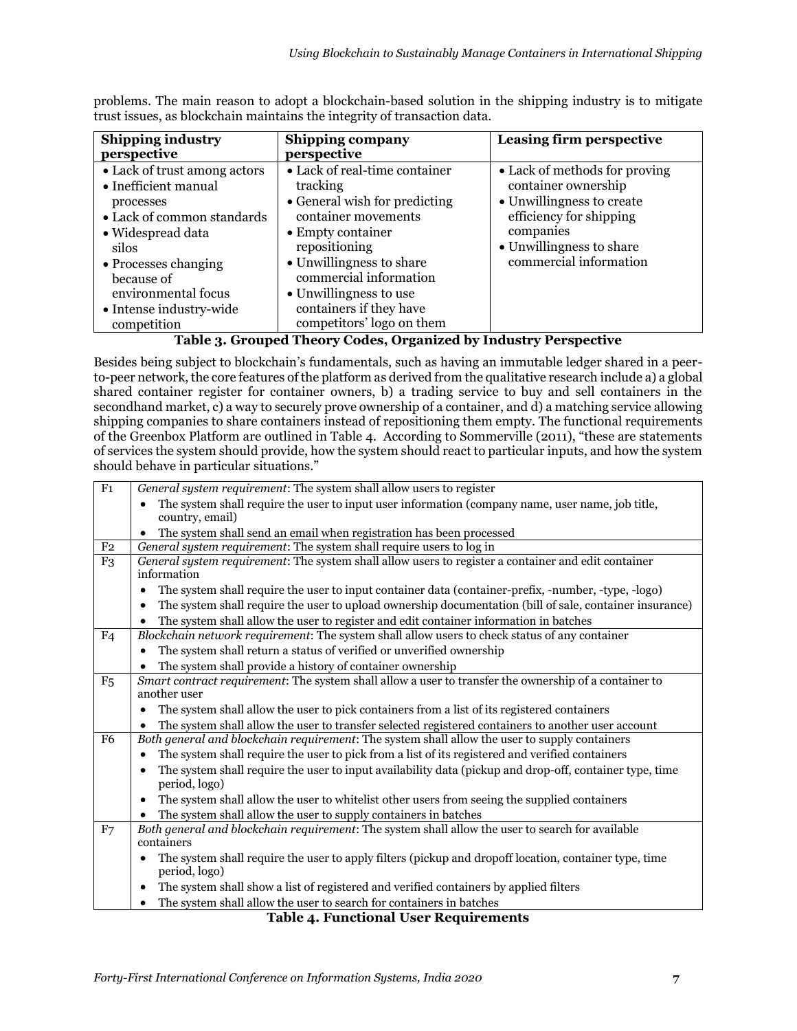problems. The main reason to adopt a blockchain-based solution in the shipping industry is to mitigate trust issues, as blockchain maintains the integrity of transaction data.

| Shipping industry perspective | Shipping company perspective | Leasing firm perspective |
|---|---|---|
| • Lack of trust among actors<br>• Inefficient manual processes<br>• Lack of common standards<br>• Widespread data silos<br>• Processes changing because of environmental focus<br>• Intense industry-wide competition | • Lack of real-time container tracking<br>• General wish for predicting container movements<br>• Empty container repositioning<br>• Unwillingness to share commercial information<br>• Unwillingness to use containers if they have competitors' logo on them | • Lack of methods for proving container ownership<br>• Unwillingness to create efficiency for shipping companies<br>• Unwillingness to share commercial information |

**Table 3. Grouped Theory Codes, Organized by Industry Perspective**

Besides being subject to blockchain's fundamentals, such as having an immutable ledger shared in a peer-to-peer network, the core features of the platform as derived from the qualitative research include a) a global shared container register for container owners, b) a trading service to buy and sell containers in the secondhand market, c) a way to securely prove ownership of a container, and d) a matching service allowing shipping companies to share containers instead of repositioning them empty. The functional requirements of the Greenbox Platform are outlined in Table 4. According to Sommerville (2011), "these are statements of services the system should provide, how the system should react to particular inputs, and how the system should behave in particular situations."

| | |
|---|---|
| F1 | *General system requirement*: The system shall allow users to register<br>• The system shall require the user to input user information (company name, user name, job title, country, email)<br>• The system shall send an email when registration has been processed |
| F2 | *General system requirement*: The system shall require users to log in |
| F3 | *General system requirement*: The system shall allow users to register a container and edit container information<br>• The system shall require the user to input container data (container-prefix, -number, -type, -logo)<br>• The system shall require the user to upload ownership documentation (bill of sale, container insurance)<br>• The system shall allow the user to register and edit container information in batches |
| F4 | *Blockchain network requirement*: The system shall allow users to check status of any container<br>• The system shall return a status of verified or unverified ownership<br>• The system shall provide a history of container ownership |
| F5 | *Smart contract requirement*: The system shall allow a user to transfer the ownership of a container to another user<br>• The system shall allow the user to pick containers from a list of its registered containers<br>• The system shall allow the user to transfer selected registered containers to another user account |
| F6 | *Both general and blockchain requirement*: The system shall allow the user to supply containers<br>• The system shall require the user to pick from a list of its registered and verified containers<br>• The system shall require the user to input availability data (pickup and drop-off, container type, time period, logo)<br>• The system shall allow the user to whitelist other users from seeing the supplied containers<br>• The system shall allow the user to supply containers in batches |
| F7 | *Both general and blockchain requirement*: The system shall allow the user to search for available containers<br>• The system shall require the user to apply filters (pickup and dropoff location, container type, time period, logo)<br>• The system shall show a list of registered and verified containers by applied filters<br>• The system shall allow the user to search for containers in batches |

**Table 4. Functional User Requirements**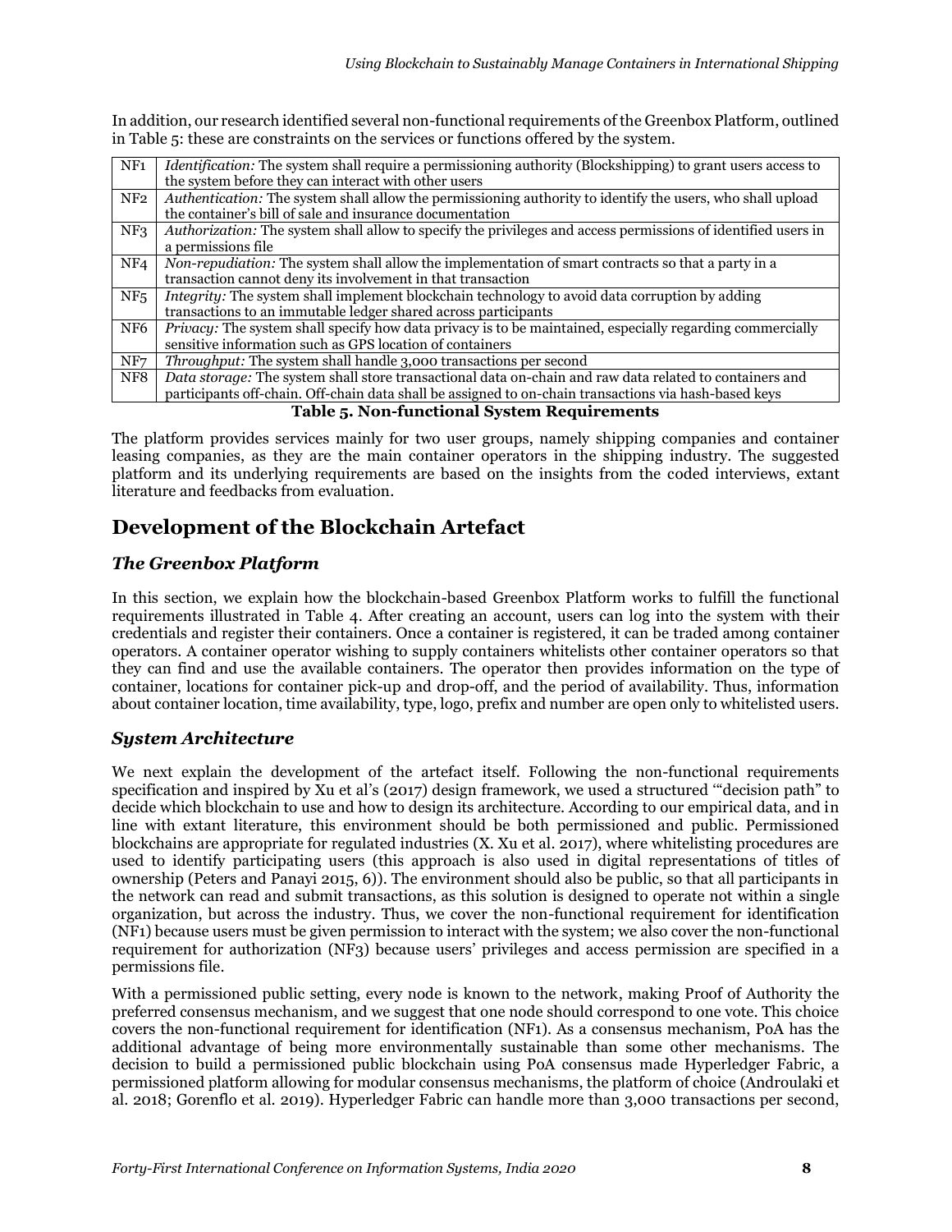In addition, our research identified several non-functional requirements of the Greenbox Platform, outlined in Table 5: these are constraints on the services or functions offered by the system.

| | |
|---|---|
| NF1 | *Identification:* The system shall require a permissioning authority (Blockshipping) to grant users access to the system before they can interact with other users |
| NF2 | *Authentication:* The system shall allow the permissioning authority to identify the users, who shall upload the container's bill of sale and insurance documentation |
| NF3 | *Authorization:* The system shall allow to specify the privileges and access permissions of identified users in a permissions file |
| NF4 | *Non-repudiation:* The system shall allow the implementation of smart contracts so that a party in a transaction cannot deny its involvement in that transaction |
| NF5 | *Integrity:* The system shall implement blockchain technology to avoid data corruption by adding transactions to an immutable ledger shared across participants |
| NF6 | *Privacy:* The system shall specify how data privacy is to be maintained, especially regarding commercially sensitive information such as GPS location of containers |
| NF7 | *Throughput:* The system shall handle 3,000 transactions per second |
| NF8 | *Data storage:* The system shall store transactional data on-chain and raw data related to containers and participants off-chain. Off-chain data shall be assigned to on-chain transactions via hash-based keys |

**Table 5. Non-functional System Requirements**

The platform provides services mainly for two user groups, namely shipping companies and container leasing companies, as they are the main container operators in the shipping industry. The suggested platform and its underlying requirements are based on the insights from the coded interviews, extant literature and feedbacks from evaluation.

## Development of the Blockchain Artefact

### *The Greenbox Platform*

In this section, we explain how the blockchain-based Greenbox Platform works to fulfill the functional requirements illustrated in Table 4. After creating an account, users can log into the system with their credentials and register their containers. Once a container is registered, it can be traded among container operators. A container operator wishing to supply containers whitelists other container operators so that they can find and use the available containers. The operator then provides information on the type of container, locations for container pick-up and drop-off, and the period of availability. Thus, information about container location, time availability, type, logo, prefix and number are open only to whitelisted users.

### *System Architecture*

We next explain the development of the artefact itself. Following the non-functional requirements specification and inspired by Xu et al's (2017) design framework, we used a structured '"decision path" to decide which blockchain to use and how to design its architecture. According to our empirical data, and in line with extant literature, this environment should be both permissioned and public. Permissioned blockchains are appropriate for regulated industries (X. Xu et al. 2017), where whitelisting procedures are used to identify participating users (this approach is also used in digital representations of titles of ownership (Peters and Panayi 2015, 6)). The environment should also be public, so that all participants in the network can read and submit transactions, as this solution is designed to operate not within a single organization, but across the industry. Thus, we cover the non-functional requirement for identification (NF1) because users must be given permission to interact with the system; we also cover the non-functional requirement for authorization (NF3) because users' privileges and access permission are specified in a permissions file.

With a permissioned public setting, every node is known to the network, making Proof of Authority the preferred consensus mechanism, and we suggest that one node should correspond to one vote. This choice covers the non-functional requirement for identification (NF1). As a consensus mechanism, PoA has the additional advantage of being more environmentally sustainable than some other mechanisms. The decision to build a permissioned public blockchain using PoA consensus made Hyperledger Fabric, a permissioned platform allowing for modular consensus mechanisms, the platform of choice (Androulaki et al. 2018; Gorenflo et al. 2019). Hyperledger Fabric can handle more than 3,000 transactions per second,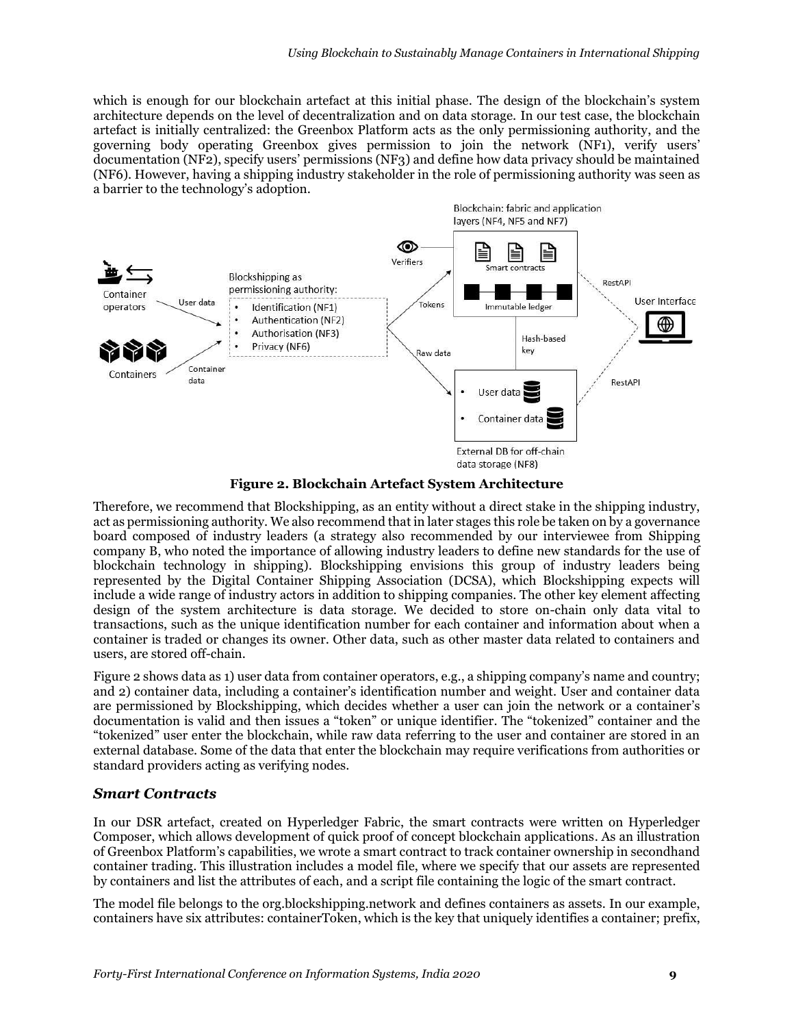which is enough for our blockchain artefact at this initial phase. The design of the blockchain's system architecture depends on the level of decentralization and on data storage. In our test case, the blockchain artefact is initially centralized: the Greenbox Platform acts as the only permissioning authority, and the governing body operating Greenbox gives permission to join the network (NF1), verify users' documentation (NF2), specify users' permissions (NF3) and define how data privacy should be maintained (NF6). However, having a shipping industry stakeholder in the role of permissioning authority was seen as a barrier to the technology's adoption.

**Figure 2. Blockchain Artefact System Architecture**

Therefore, we recommend that Blockshipping, as an entity without a direct stake in the shipping industry, act as permissioning authority. We also recommend that in later stages this role be taken on by a governance board composed of industry leaders (a strategy also recommended by our interviewee from Shipping company B, who noted the importance of allowing industry leaders to define new standards for the use of blockchain technology in shipping). Blockshipping envisions this group of industry leaders being represented by the Digital Container Shipping Association (DCSA), which Blockshipping expects will include a wide range of industry actors in addition to shipping companies. The other key element affecting design of the system architecture is data storage. We decided to store on-chain only data vital to transactions, such as the unique identification number for each container and information about when a container is traded or changes its owner. Other data, such as other master data related to containers and users, are stored off-chain.

Figure 2 shows data as 1) user data from container operators, e.g., a shipping company's name and country; and 2) container data, including a container's identification number and weight. User and container data are permissioned by Blockshipping, which decides whether a user can join the network or a container's documentation is valid and then issues a "token" or unique identifier. The "tokenized" container and the "tokenized" user enter the blockchain, while raw data referring to the user and container are stored in an external database. Some of the data that enter the blockchain may require verifications from authorities or standard providers acting as verifying nodes.

## *Smart Contracts*

In our DSR artefact, created on Hyperledger Fabric, the smart contracts were written on Hyperledger Composer, which allows development of quick proof of concept blockchain applications. As an illustration of Greenbox Platform's capabilities, we wrote a smart contract to track container ownership in secondhand container trading. This illustration includes a model file, where we specify that our assets are represented by containers and list the attributes of each, and a script file containing the logic of the smart contract.

The model file belongs to the org.blockshipping.network and defines containers as assets. In our example, containers have six attributes: containerToken, which is the key that uniquely identifies a container; prefix,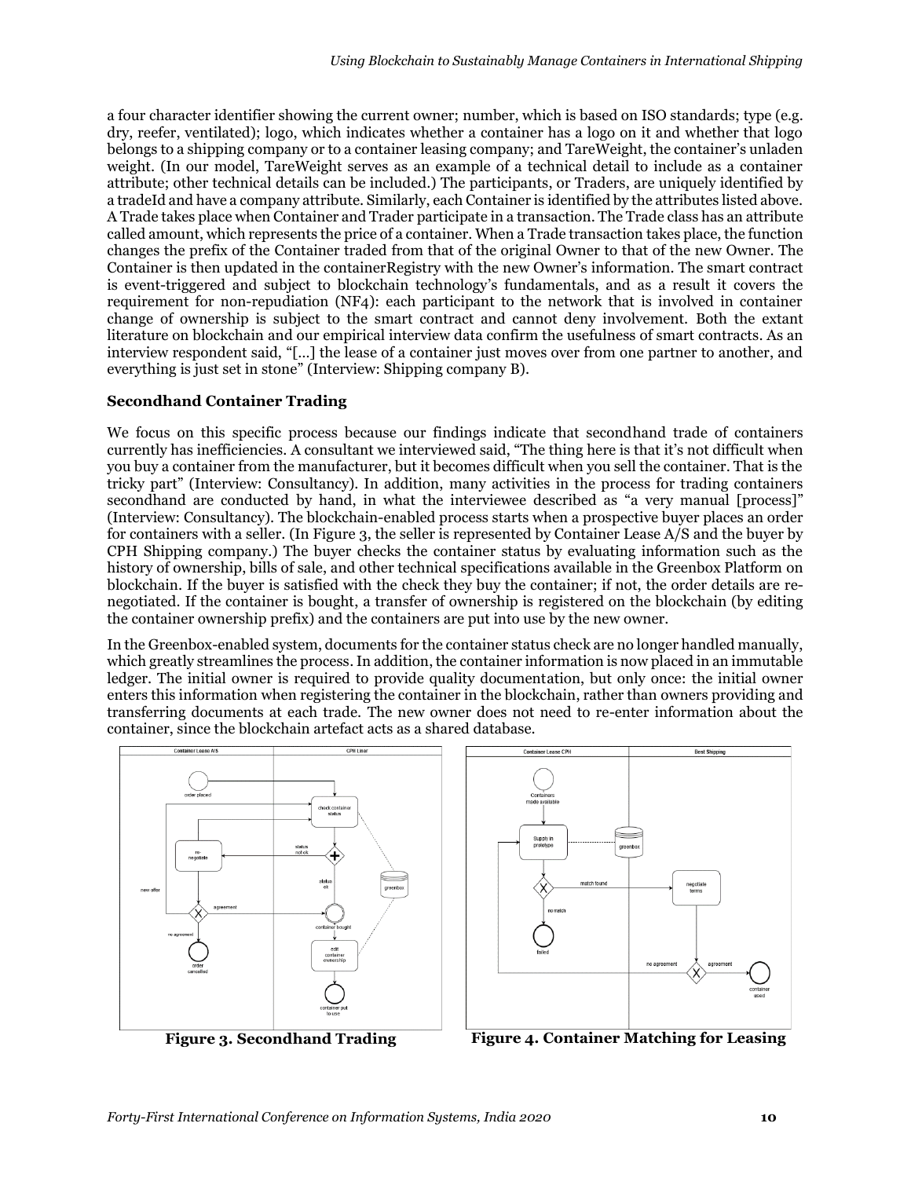a four character identifier showing the current owner; number, which is based on ISO standards; type (e.g. dry, reefer, ventilated); logo, which indicates whether a container has a logo on it and whether that logo belongs to a shipping company or to a container leasing company; and TareWeight, the container's unladen weight. (In our model, TareWeight serves as an example of a technical detail to include as a container attribute; other technical details can be included.) The participants, or Traders, are uniquely identified by a tradeId and have a company attribute. Similarly, each Container is identified by the attributes listed above. A Trade takes place when Container and Trader participate in a transaction. The Trade class has an attribute called amount, which represents the price of a container. When a Trade transaction takes place, the function changes the prefix of the Container traded from that of the original Owner to that of the new Owner. The Container is then updated in the containerRegistry with the new Owner's information. The smart contract is event-triggered and subject to blockchain technology's fundamentals, and as a result it covers the requirement for non-repudiation (NF4): each participant to the network that is involved in container change of ownership is subject to the smart contract and cannot deny involvement. Both the extant literature on blockchain and our empirical interview data confirm the usefulness of smart contracts. As an interview respondent said, "[...] the lease of a container just moves over from one partner to another, and everything is just set in stone" (Interview: Shipping company B).

### Secondhand Container Trading

We focus on this specific process because our findings indicate that secondhand trade of containers currently has inefficiencies. A consultant we interviewed said, "The thing here is that it's not difficult when you buy a container from the manufacturer, but it becomes difficult when you sell the container. That is the tricky part" (Interview: Consultancy). In addition, many activities in the process for trading containers secondhand are conducted by hand, in what the interviewee described as "a very manual [process]" (Interview: Consultancy). The blockchain-enabled process starts when a prospective buyer places an order for containers with a seller. (In Figure 3, the seller is represented by Container Lease A/S and the buyer by CPH Shipping company.) The buyer checks the container status by evaluating information such as the history of ownership, bills of sale, and other technical specifications available in the Greenbox Platform on blockchain. If the buyer is satisfied with the check they buy the container; if not, the order details are re-negotiated. If the container is bought, a transfer of ownership is registered on the blockchain (by editing the container ownership prefix) and the containers are put into use by the new owner.

In the Greenbox-enabled system, documents for the container status check are no longer handled manually, which greatly streamlines the process. In addition, the container information is now placed in an immutable ledger. The initial owner is required to provide quality documentation, but only once: the initial owner enters this information when registering the container in the blockchain, rather than owners providing and transferring documents at each trade. The new owner does not need to re-enter information about the container, since the blockchain artefact acts as a shared database.

**Figure 3. Secondhand Trading**

**Figure 4. Container Matching for Leasing**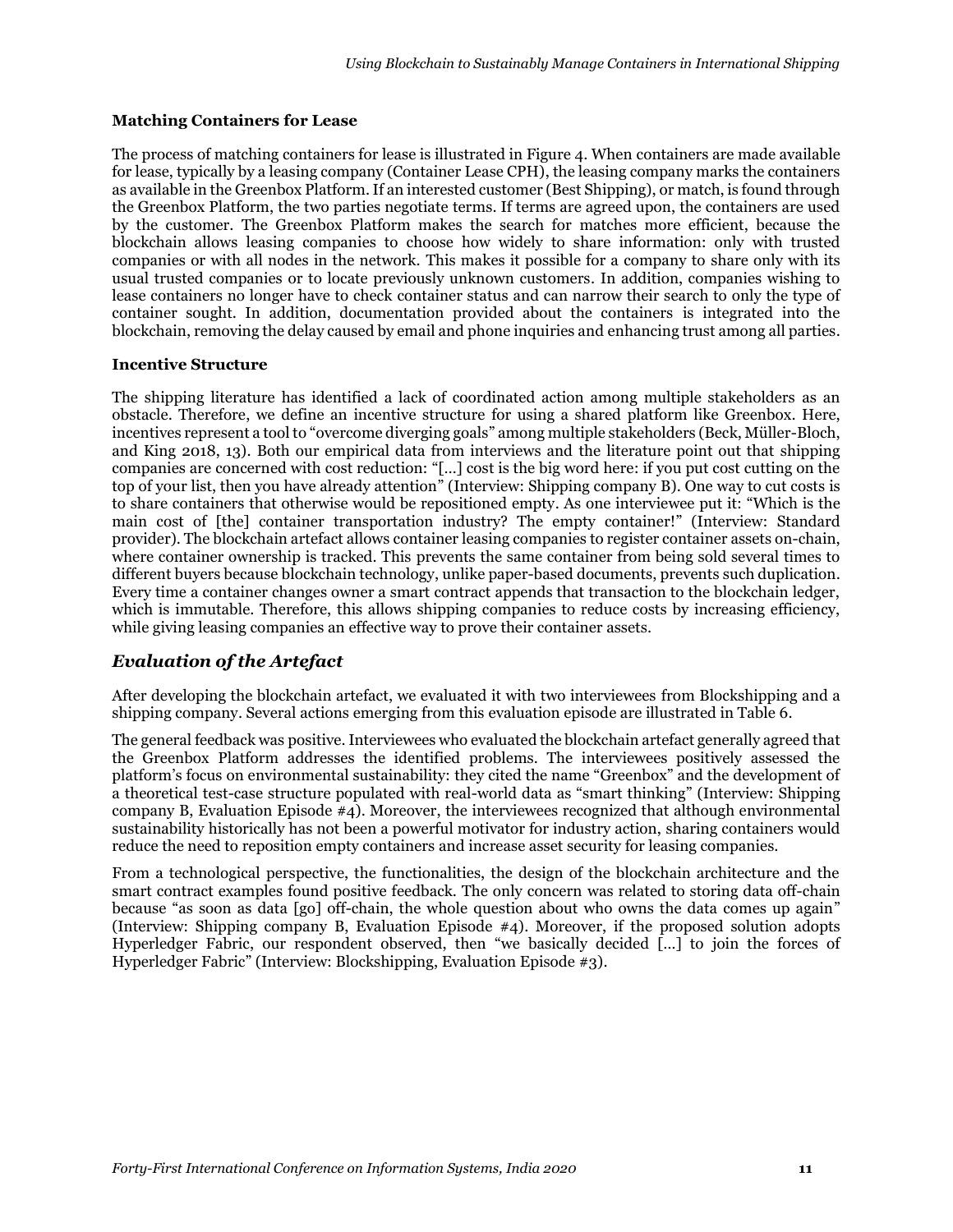### Matching Containers for Lease

The process of matching containers for lease is illustrated in Figure 4. When containers are made available for lease, typically by a leasing company (Container Lease CPH), the leasing company marks the containers as available in the Greenbox Platform. If an interested customer (Best Shipping), or match, is found through the Greenbox Platform, the two parties negotiate terms. If terms are agreed upon, the containers are used by the customer. The Greenbox Platform makes the search for matches more efficient, because the blockchain allows leasing companies to choose how widely to share information: only with trusted companies or with all nodes in the network. This makes it possible for a company to share only with its usual trusted companies or to locate previously unknown customers. In addition, companies wishing to lease containers no longer have to check container status and can narrow their search to only the type of container sought. In addition, documentation provided about the containers is integrated into the blockchain, removing the delay caused by email and phone inquiries and enhancing trust among all parties.

### Incentive Structure

The shipping literature has identified a lack of coordinated action among multiple stakeholders as an obstacle. Therefore, we define an incentive structure for using a shared platform like Greenbox. Here, incentives represent a tool to "overcome diverging goals" among multiple stakeholders (Beck, Müller-Bloch, and King 2018, 13). Both our empirical data from interviews and the literature point out that shipping companies are concerned with cost reduction: "[...] cost is the big word here: if you put cost cutting on the top of your list, then you have already attention" (Interview: Shipping company B). One way to cut costs is to share containers that otherwise would be repositioned empty. As one interviewee put it: "Which is the main cost of [the] container transportation industry? The empty container!" (Interview: Standard provider). The blockchain artefact allows container leasing companies to register container assets on-chain, where container ownership is tracked. This prevents the same container from being sold several times to different buyers because blockchain technology, unlike paper-based documents, prevents such duplication. Every time a container changes owner a smart contract appends that transaction to the blockchain ledger, which is immutable. Therefore, this allows shipping companies to reduce costs by increasing efficiency, while giving leasing companies an effective way to prove their container assets.

## *Evaluation of the Artefact*

After developing the blockchain artefact, we evaluated it with two interviewees from Blockshipping and a shipping company. Several actions emerging from this evaluation episode are illustrated in Table 6.

The general feedback was positive. Interviewees who evaluated the blockchain artefact generally agreed that the Greenbox Platform addresses the identified problems. The interviewees positively assessed the platform's focus on environmental sustainability: they cited the name "Greenbox" and the development of a theoretical test-case structure populated with real-world data as "smart thinking" (Interview: Shipping company B, Evaluation Episode #4). Moreover, the interviewees recognized that although environmental sustainability historically has not been a powerful motivator for industry action, sharing containers would reduce the need to reposition empty containers and increase asset security for leasing companies.

From a technological perspective, the functionalities, the design of the blockchain architecture and the smart contract examples found positive feedback. The only concern was related to storing data off-chain because "as soon as data [go] off-chain, the whole question about who owns the data comes up again" (Interview: Shipping company B, Evaluation Episode #4). Moreover, if the proposed solution adopts Hyperledger Fabric, our respondent observed, then "we basically decided [...] to join the forces of Hyperledger Fabric" (Interview: Blockshipping, Evaluation Episode #3).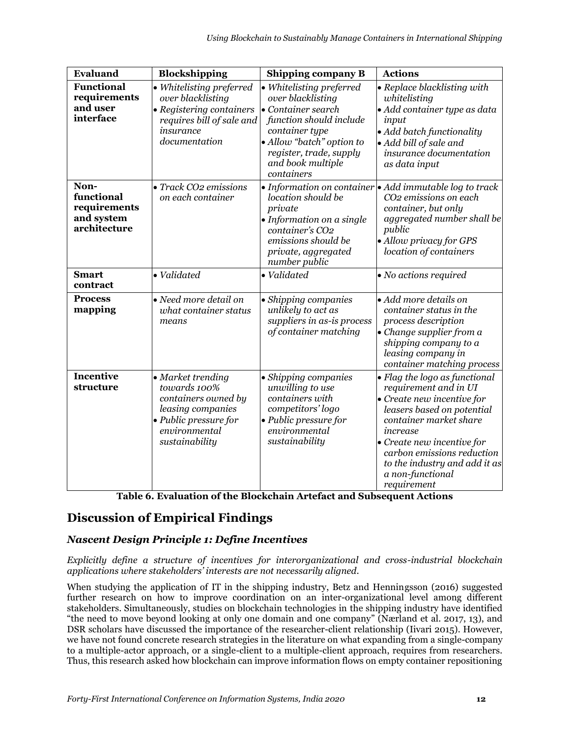| Evaluand | Blockshipping | Shipping company B | Actions |
|---|---|---|---|
| **Functional requirements and user interface** | • *Whitelisting preferred over blacklisting*<br>• *Registering containers requires bill of sale and insurance documentation* | • *Whitelisting preferred over blacklisting*<br>• *Container search function should include container type*<br>• *Allow "batch" option to register, trade, supply and book multiple containers* | • *Replace blacklisting with whitelisting*<br>• *Add container type as data input*<br>• *Add batch functionality*<br>• *Add bill of sale and insurance documentation as data input* |
| **Non-functional requirements and system architecture** | • *Track $CO_2$ emissions on each container* | • *Information on container location should be private*<br>• *Information on a single container's $CO_2$ emissions should be private, aggregated number public* | • *Add immutable log to track $CO_2$ emissions on each container, but only aggregated number shall be public*<br>• *Allow privacy for GPS location of containers* |
| **Smart contract** | • *Validated* | • *Validated* | • *No actions required* |
| **Process mapping** | • *Need more detail on what container status means* | • *Shipping companies unlikely to act as suppliers in as-is process of container matching* | • *Add more details on container status in the process description*<br>• *Change supplier from a shipping company to a leasing company in container matching process* |
| **Incentive structure** | • *Market trending towards 100% containers owned by leasing companies*<br>• *Public pressure for environmental sustainability* | • *Shipping companies unwilling to use containers with competitors' logo*<br>• *Public pressure for environmental sustainability* | • *Flag the logo as functional requirement and in UI*<br>• *Create new incentive for leasers based on potential container market share increase*<br>• *Create new incentive for carbon emissions reduction to the industry and add it as a non-functional requirement* |

**Table 6. Evaluation of the Blockchain Artefact and Subsequent Actions**

## Discussion of Empirical Findings

### *Nascent Design Principle 1: Define Incentives*

*Explicitly define a structure of incentives for interorganizational and cross-industrial blockchain applications where stakeholders' interests are not necessarily aligned.*

When studying the application of IT in the shipping industry, Betz and Henningsson (2016) suggested further research on how to improve coordination on an inter-organizational level among different stakeholders. Simultaneously, studies on blockchain technologies in the shipping industry have identified "the need to move beyond looking at only one domain and one company" (Nærland et al. 2017, 13), and DSR scholars have discussed the importance of the researcher-client relationship (Iivari 2015). However, we have not found concrete research strategies in the literature on what expanding from a single-company to a multiple-actor approach, or a single-client to a multiple-client approach, requires from researchers. Thus, this research asked how blockchain can improve information flows on empty container repositioning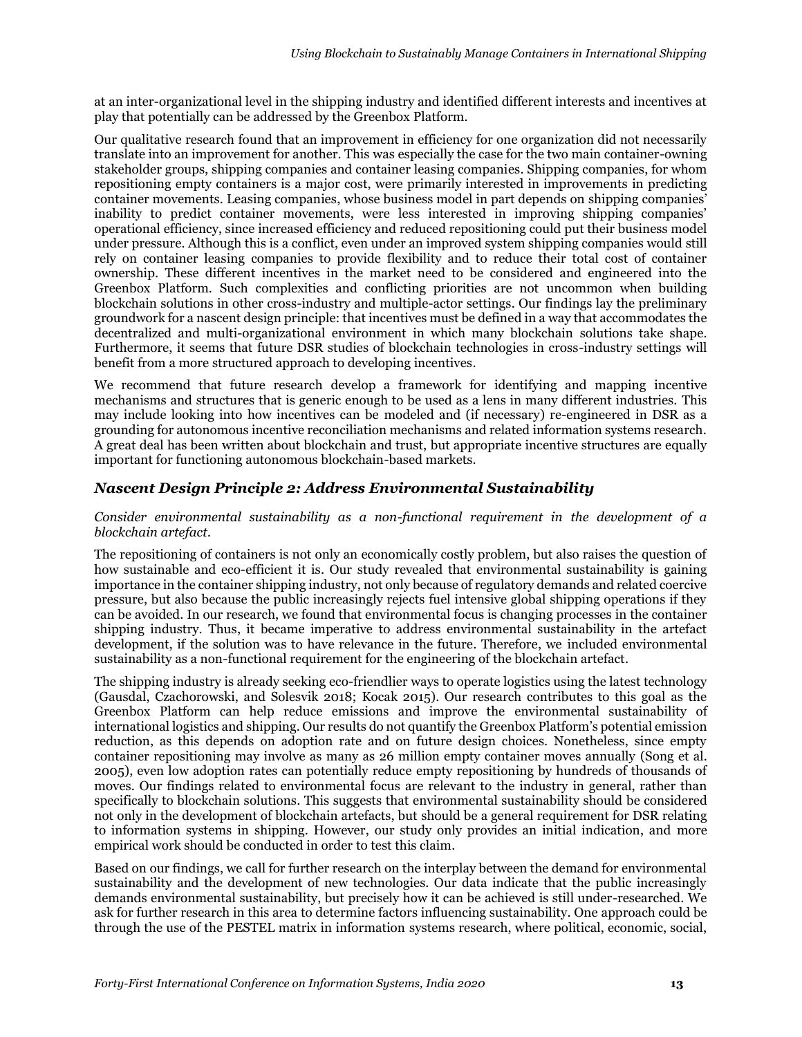at an inter-organizational level in the shipping industry and identified different interests and incentives at play that potentially can be addressed by the Greenbox Platform.

Our qualitative research found that an improvement in efficiency for one organization did not necessarily translate into an improvement for another. This was especially the case for the two main container-owning stakeholder groups, shipping companies and container leasing companies. Shipping companies, for whom repositioning empty containers is a major cost, were primarily interested in improvements in predicting container movements. Leasing companies, whose business model in part depends on shipping companies' inability to predict container movements, were less interested in improving shipping companies' operational efficiency, since increased efficiency and reduced repositioning could put their business model under pressure. Although this is a conflict, even under an improved system shipping companies would still rely on container leasing companies to provide flexibility and to reduce their total cost of container ownership. These different incentives in the market need to be considered and engineered into the Greenbox Platform. Such complexities and conflicting priorities are not uncommon when building blockchain solutions in other cross-industry and multiple-actor settings. Our findings lay the preliminary groundwork for a nascent design principle: that incentives must be defined in a way that accommodates the decentralized and multi-organizational environment in which many blockchain solutions take shape. Furthermore, it seems that future DSR studies of blockchain technologies in cross-industry settings will benefit from a more structured approach to developing incentives.

We recommend that future research develop a framework for identifying and mapping incentive mechanisms and structures that is generic enough to be used as a lens in many different industries. This may include looking into how incentives can be modeled and (if necessary) re-engineered in DSR as a grounding for autonomous incentive reconciliation mechanisms and related information systems research. A great deal has been written about blockchain and trust, but appropriate incentive structures are equally important for functioning autonomous blockchain-based markets.

## *Nascent Design Principle 2: Address Environmental Sustainability*

*Consider environmental sustainability as a non-functional requirement in the development of a blockchain artefact.*

The repositioning of containers is not only an economically costly problem, but also raises the question of how sustainable and eco-efficient it is. Our study revealed that environmental sustainability is gaining importance in the container shipping industry, not only because of regulatory demands and related coercive pressure, but also because the public increasingly rejects fuel intensive global shipping operations if they can be avoided. In our research, we found that environmental focus is changing processes in the container shipping industry. Thus, it became imperative to address environmental sustainability in the artefact development, if the solution was to have relevance in the future. Therefore, we included environmental sustainability as a non-functional requirement for the engineering of the blockchain artefact.

The shipping industry is already seeking eco-friendlier ways to operate logistics using the latest technology (Gausdal, Czachorowski, and Solesvik 2018; Kocak 2015). Our research contributes to this goal as the Greenbox Platform can help reduce emissions and improve the environmental sustainability of international logistics and shipping. Our results do not quantify the Greenbox Platform's potential emission reduction, as this depends on adoption rate and on future design choices. Nonetheless, since empty container repositioning may involve as many as 26 million empty container moves annually (Song et al. 2005), even low adoption rates can potentially reduce empty repositioning by hundreds of thousands of moves. Our findings related to environmental focus are relevant to the industry in general, rather than specifically to blockchain solutions. This suggests that environmental sustainability should be considered not only in the development of blockchain artefacts, but should be a general requirement for DSR relating to information systems in shipping. However, our study only provides an initial indication, and more empirical work should be conducted in order to test this claim.

Based on our findings, we call for further research on the interplay between the demand for environmental sustainability and the development of new technologies. Our data indicate that the public increasingly demands environmental sustainability, but precisely how it can be achieved is still under-researched. We ask for further research in this area to determine factors influencing sustainability. One approach could be through the use of the PESTEL matrix in information systems research, where political, economic, social,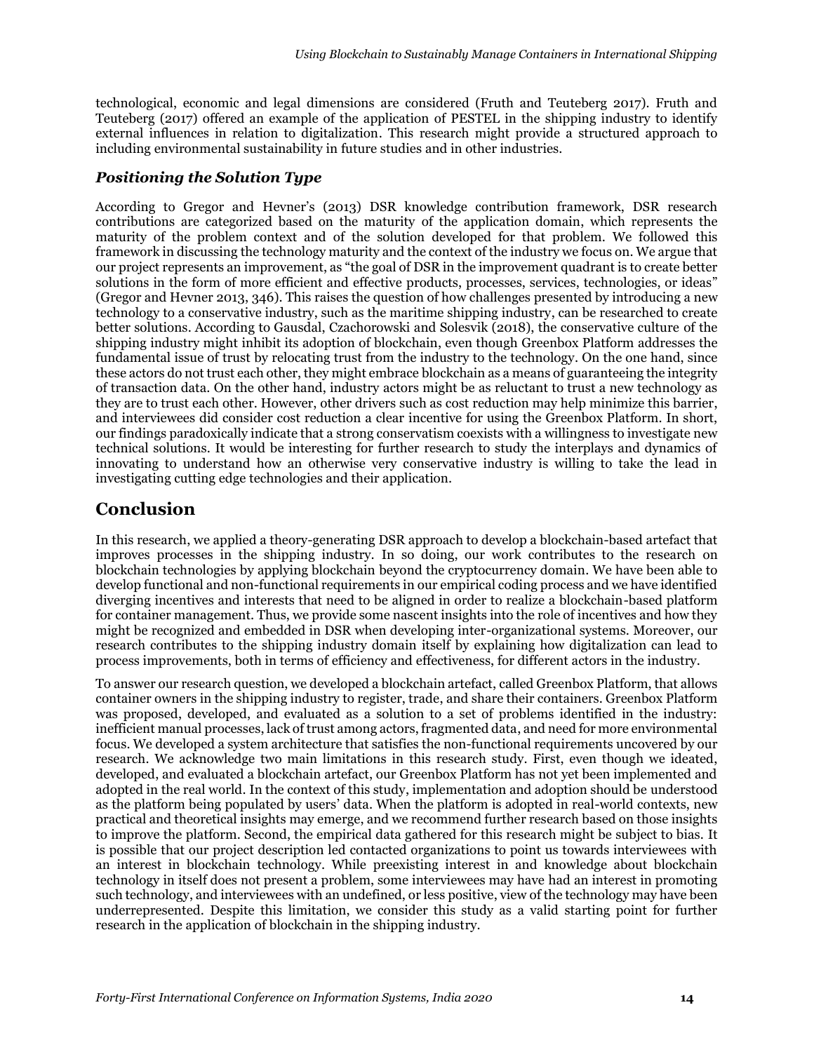technological, economic and legal dimensions are considered (Fruth and Teuteberg 2017). Fruth and Teuteberg (2017) offered an example of the application of PESTEL in the shipping industry to identify external influences in relation to digitalization. This research might provide a structured approach to including environmental sustainability in future studies and in other industries.

### *Positioning the Solution Type*

According to Gregor and Hevner's (2013) DSR knowledge contribution framework, DSR research contributions are categorized based on the maturity of the application domain, which represents the maturity of the problem context and of the solution developed for that problem. We followed this framework in discussing the technology maturity and the context of the industry we focus on. We argue that our project represents an improvement, as "the goal of DSR in the improvement quadrant is to create better solutions in the form of more efficient and effective products, processes, services, technologies, or ideas" (Gregor and Hevner 2013, 346). This raises the question of how challenges presented by introducing a new technology to a conservative industry, such as the maritime shipping industry, can be researched to create better solutions. According to Gausdal, Czachorowski and Solesvik (2018), the conservative culture of the shipping industry might inhibit its adoption of blockchain, even though Greenbox Platform addresses the fundamental issue of trust by relocating trust from the industry to the technology. On the one hand, since these actors do not trust each other, they might embrace blockchain as a means of guaranteeing the integrity of transaction data. On the other hand, industry actors might be as reluctant to trust a new technology as they are to trust each other. However, other drivers such as cost reduction may help minimize this barrier, and interviewees did consider cost reduction a clear incentive for using the Greenbox Platform. In short, our findings paradoxically indicate that a strong conservatism coexists with a willingness to investigate new technical solutions. It would be interesting for further research to study the interplays and dynamics of innovating to understand how an otherwise very conservative industry is willing to take the lead in investigating cutting edge technologies and their application.

## Conclusion

In this research, we applied a theory-generating DSR approach to develop a blockchain-based artefact that improves processes in the shipping industry. In so doing, our work contributes to the research on blockchain technologies by applying blockchain beyond the cryptocurrency domain. We have been able to develop functional and non-functional requirements in our empirical coding process and we have identified diverging incentives and interests that need to be aligned in order to realize a blockchain-based platform for container management. Thus, we provide some nascent insights into the role of incentives and how they might be recognized and embedded in DSR when developing inter-organizational systems. Moreover, our research contributes to the shipping industry domain itself by explaining how digitalization can lead to process improvements, both in terms of efficiency and effectiveness, for different actors in the industry.

To answer our research question, we developed a blockchain artefact, called Greenbox Platform, that allows container owners in the shipping industry to register, trade, and share their containers. Greenbox Platform was proposed, developed, and evaluated as a solution to a set of problems identified in the industry: inefficient manual processes, lack of trust among actors, fragmented data, and need for more environmental focus. We developed a system architecture that satisfies the non-functional requirements uncovered by our research. We acknowledge two main limitations in this research study. First, even though we ideated, developed, and evaluated a blockchain artefact, our Greenbox Platform has not yet been implemented and adopted in the real world. In the context of this study, implementation and adoption should be understood as the platform being populated by users' data. When the platform is adopted in real-world contexts, new practical and theoretical insights may emerge, and we recommend further research based on those insights to improve the platform. Second, the empirical data gathered for this research might be subject to bias. It is possible that our project description led contacted organizations to point us towards interviewees with an interest in blockchain technology. While preexisting interest in and knowledge about blockchain technology in itself does not present a problem, some interviewees may have had an interest in promoting such technology, and interviewees with an undefined, or less positive, view of the technology may have been underrepresented. Despite this limitation, we consider this study as a valid starting point for further research in the application of blockchain in the shipping industry.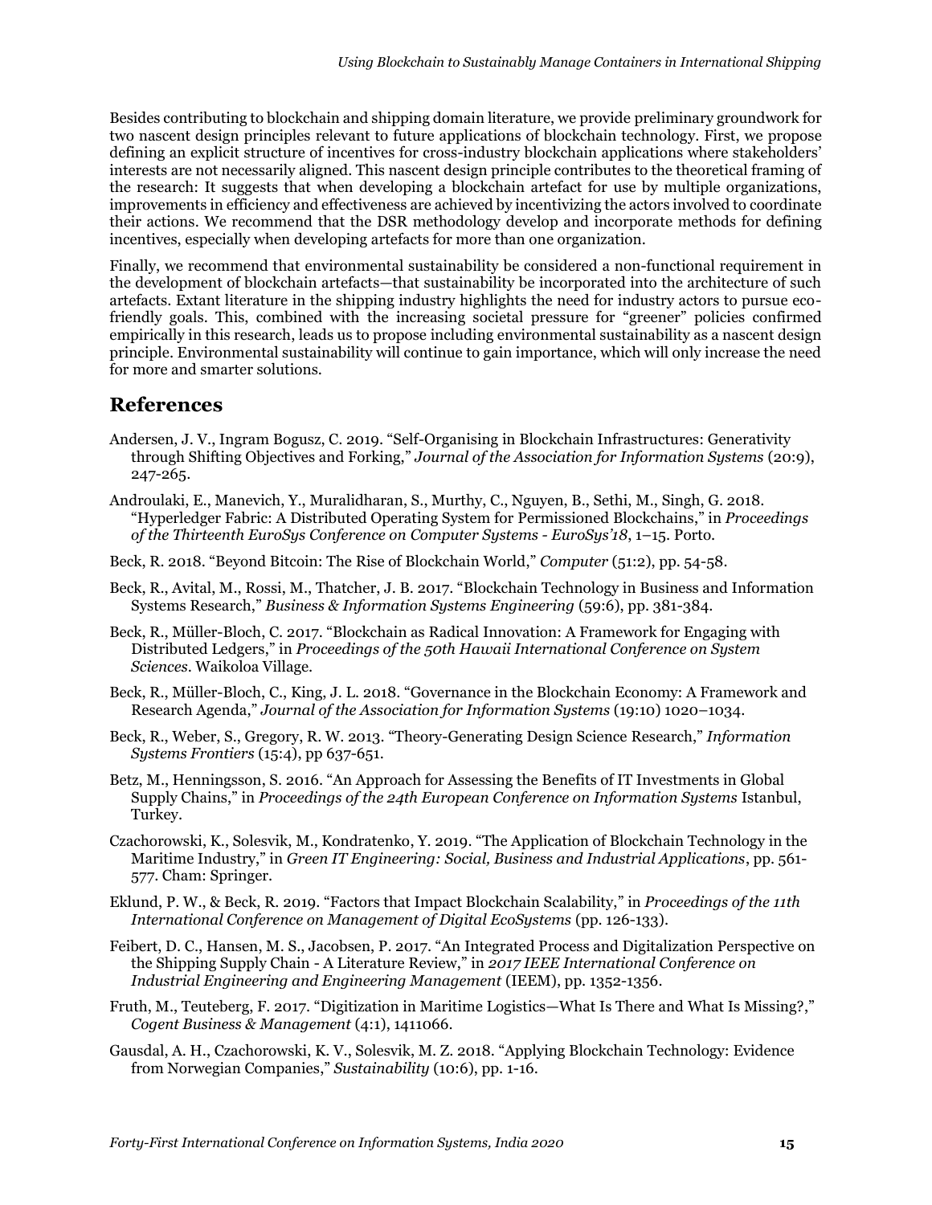Besides contributing to blockchain and shipping domain literature, we provide preliminary groundwork for two nascent design principles relevant to future applications of blockchain technology. First, we propose defining an explicit structure of incentives for cross-industry blockchain applications where stakeholders' interests are not necessarily aligned. This nascent design principle contributes to the theoretical framing of the research: It suggests that when developing a blockchain artefact for use by multiple organizations, improvements in efficiency and effectiveness are achieved by incentivizing the actors involved to coordinate their actions. We recommend that the DSR methodology develop and incorporate methods for defining incentives, especially when developing artefacts for more than one organization.

Finally, we recommend that environmental sustainability be considered a non-functional requirement in the development of blockchain artefacts—that sustainability be incorporated into the architecture of such artefacts. Extant literature in the shipping industry highlights the need for industry actors to pursue eco-friendly goals. This, combined with the increasing societal pressure for "greener" policies confirmed empirically in this research, leads us to propose including environmental sustainability as a nascent design principle. Environmental sustainability will continue to gain importance, which will only increase the need for more and smarter solutions.

## References

Andersen, J. V., Ingram Bogusz, C. 2019. "Self-Organising in Blockchain Infrastructures: Generativity through Shifting Objectives and Forking," *Journal of the Association for Information Systems* (20:9), 247-265.

Androulaki, E., Manevich, Y., Muralidharan, S., Murthy, C., Nguyen, B., Sethi, M., Singh, G. 2018. "Hyperledger Fabric: A Distributed Operating System for Permissioned Blockchains," in *Proceedings of the Thirteenth EuroSys Conference on Computer Systems - EuroSys'18*, 1–15. Porto.

Beck, R. 2018. "Beyond Bitcoin: The Rise of Blockchain World," *Computer* (51:2), pp. 54-58.

Beck, R., Avital, M., Rossi, M., Thatcher, J. B. 2017. "Blockchain Technology in Business and Information Systems Research," *Business & Information Systems Engineering* (59:6), pp. 381-384.

Beck, R., Müller-Bloch, C. 2017. "Blockchain as Radical Innovation: A Framework for Engaging with Distributed Ledgers," in *Proceedings of the 50th Hawaii International Conference on System Sciences*. Waikoloa Village.

Beck, R., Müller-Bloch, C., King, J. L. 2018. "Governance in the Blockchain Economy: A Framework and Research Agenda," *Journal of the Association for Information Systems* (19:10) 1020–1034.

Beck, R., Weber, S., Gregory, R. W. 2013. "Theory-Generating Design Science Research," *Information Systems Frontiers* (15:4), pp 637-651.

Betz, M., Henningsson, S. 2016. "An Approach for Assessing the Benefits of IT Investments in Global Supply Chains," in *Proceedings of the 24th European Conference on Information Systems* Istanbul, Turkey.

Czachorowski, K., Solesvik, M., Kondratenko, Y. 2019. "The Application of Blockchain Technology in the Maritime Industry," in *Green IT Engineering: Social, Business and Industrial Applications*, pp. 561-577. Cham: Springer.

Eklund, P. W., & Beck, R. 2019. "Factors that Impact Blockchain Scalability," in *Proceedings of the 11th International Conference on Management of Digital EcoSystems* (pp. 126-133).

Feibert, D. C., Hansen, M. S., Jacobsen, P. 2017. "An Integrated Process and Digitalization Perspective on the Shipping Supply Chain - A Literature Review," in *2017 IEEE International Conference on Industrial Engineering and Engineering Management* (IEEM), pp. 1352-1356.

Fruth, M., Teuteberg, F. 2017. "Digitization in Maritime Logistics—What Is There and What Is Missing?," *Cogent Business & Management* (4:1), 1411066.

Gausdal, A. H., Czachorowski, K. V., Solesvik, M. Z. 2018. "Applying Blockchain Technology: Evidence from Norwegian Companies," *Sustainability* (10:6), pp. 1-16.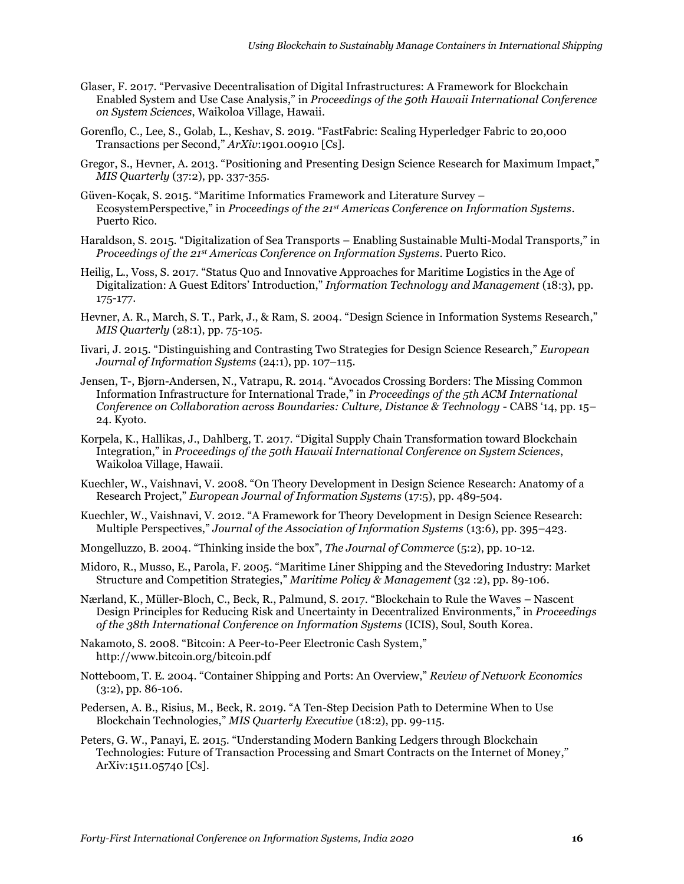Glaser, F. 2017. "Pervasive Decentralisation of Digital Infrastructures: A Framework for Blockchain Enabled System and Use Case Analysis," in *Proceedings of the 50th Hawaii International Conference on System Sciences*, Waikoloa Village, Hawaii.

Gorenflo, C., Lee, S., Golab, L., Keshav, S. 2019. "FastFabric: Scaling Hyperledger Fabric to 20,000 Transactions per Second," *ArXiv*:1901.00910 [Cs].

Gregor, S., Hevner, A. 2013. "Positioning and Presenting Design Science Research for Maximum Impact," *MIS Quarterly* (37:2), pp. 337-355.

Güven-Koçak, S. 2015. "Maritime Informatics Framework and Literature Survey – EcosystemPerspective," in *Proceedings of the 21st Americas Conference on Information Systems*. Puerto Rico.

Haraldson, S. 2015. "Digitalization of Sea Transports – Enabling Sustainable Multi-Modal Transports," in *Proceedings of the 21st Americas Conference on Information Systems*. Puerto Rico.

Heilig, L., Voss, S. 2017. "Status Quo and Innovative Approaches for Maritime Logistics in the Age of Digitalization: A Guest Editors' Introduction," *Information Technology and Management* (18:3), pp. 175-177.

Hevner, A. R., March, S. T., Park, J., & Ram, S. 2004. "Design Science in Information Systems Research," *MIS Quarterly* (28:1), pp. 75-105.

Iivari, J. 2015. "Distinguishing and Contrasting Two Strategies for Design Science Research," *European Journal of Information Systems* (24:1), pp. 107–115.

Jensen, T-, Bjørn-Andersen, N., Vatrapu, R. 2014. "Avocados Crossing Borders: The Missing Common Information Infrastructure for International Trade," in *Proceedings of the 5th ACM International Conference on Collaboration across Boundaries: Culture, Distance & Technology* - CABS '14, pp. 15–24. Kyoto.

Korpela, K., Hallikas, J., Dahlberg, T. 2017. "Digital Supply Chain Transformation toward Blockchain Integration," in *Proceedings of the 50th Hawaii International Conference on System Sciences*, Waikoloa Village, Hawaii.

Kuechler, W., Vaishnavi, V. 2008. "On Theory Development in Design Science Research: Anatomy of a Research Project," *European Journal of Information Systems* (17:5), pp. 489-504.

Kuechler, W., Vaishnavi, V. 2012. "A Framework for Theory Development in Design Science Research: Multiple Perspectives," *Journal of the Association of Information Systems* (13:6), pp. 395–423.

Mongelluzzo, B. 2004. "Thinking inside the box", *The Journal of Commerce* (5:2), pp. 10-12.

Midoro, R., Musso, E., Parola, F. 2005. "Maritime Liner Shipping and the Stevedoring Industry: Market Structure and Competition Strategies," *Maritime Policy & Management* (32 :2), pp. 89-106.

Nærland, K., Müller-Bloch, C., Beck, R., Palmund, S. 2017. "Blockchain to Rule the Waves – Nascent Design Principles for Reducing Risk and Uncertainty in Decentralized Environments," in *Proceedings of the 38th International Conference on Information Systems* (ICIS), Soul, South Korea.

Nakamoto, S. 2008. "Bitcoin: A Peer-to-Peer Electronic Cash System," http://www.bitcoin.org/bitcoin.pdf

Notteboom, T. E. 2004. "Container Shipping and Ports: An Overview," *Review of Network Economics* (3:2), pp. 86-106.

Pedersen, A. B., Risius, M., Beck, R. 2019. "A Ten-Step Decision Path to Determine When to Use Blockchain Technologies," *MIS Quarterly Executive* (18:2), pp. 99-115.

Peters, G. W., Panayi, E. 2015. "Understanding Modern Banking Ledgers through Blockchain Technologies: Future of Transaction Processing and Smart Contracts on the Internet of Money," ArXiv:1511.05740 [Cs].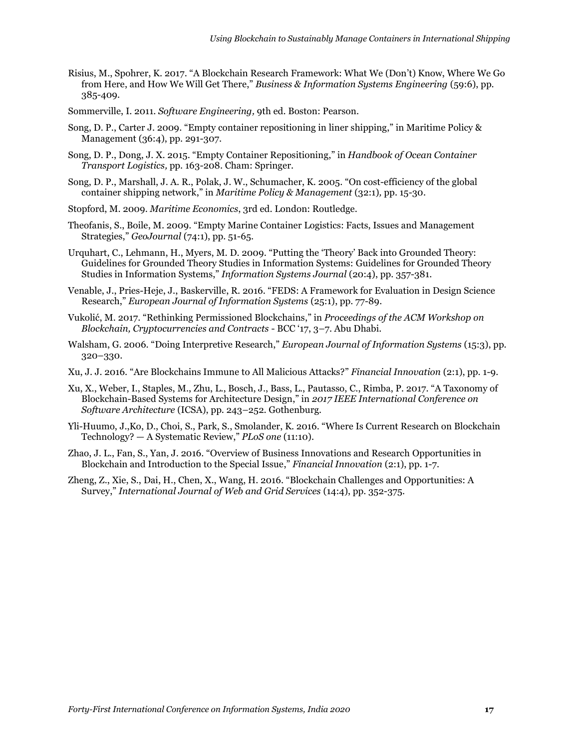Risius, M., Spohrer, K. 2017. "A Blockchain Research Framework: What We (Don't) Know, Where We Go from Here, and How We Will Get There," *Business & Information Systems Engineering* (59:6), pp. 385-409.

Sommerville, I. 2011. *Software Engineering,* 9th ed. Boston: Pearson.

Song, D. P., Carter J. 2009. "Empty container repositioning in liner shipping," in Maritime Policy & Management (36:4), pp. 291-307.

Song, D. P., Dong, J. X. 2015. "Empty Container Repositioning," in *Handbook of Ocean Container Transport Logistics,* pp. 163-208. Cham: Springer.

Song, D. P., Marshall, J. A. R., Polak, J. W., Schumacher, K. 2005. "On cost-efficiency of the global container shipping network," in *Maritime Policy & Management* (32:1)*,* pp. 15-30.

Stopford, M. 2009. *Maritime Economics*, 3rd ed. London: Routledge.

Theofanis, S., Boile, M. 2009. "Empty Marine Container Logistics: Facts, Issues and Management Strategies," *GeoJournal* (74:1), pp. 51-65.

Urquhart, C., Lehmann, H., Myers, M. D. 2009. "Putting the 'Theory' Back into Grounded Theory: Guidelines for Grounded Theory Studies in Information Systems: Guidelines for Grounded Theory Studies in Information Systems," *Information Systems Journal* (20:4), pp. 357-381.

Venable, J., Pries-Heje, J., Baskerville, R. 2016. "FEDS: A Framework for Evaluation in Design Science Research," *European Journal of Information Systems* (25:1), pp. 77-89.

Vukolić, M. 2017. "Rethinking Permissioned Blockchains," in *Proceedings of the ACM Workshop on Blockchain, Cryptocurrencies and Contracts* - BCC '17, 3–7. Abu Dhabi.

Walsham, G. 2006. "Doing Interpretive Research," *European Journal of Information Systems* (15:3), pp. 320–330.

Xu, J. J. 2016. "Are Blockchains Immune to All Malicious Attacks?" *Financial Innovation* (2:1), pp. 1-9.

Xu, X., Weber, I., Staples, M., Zhu, L., Bosch, J., Bass, L., Pautasso, C., Rimba, P. 2017. "A Taxonomy of Blockchain-Based Systems for Architecture Design," in *2017 IEEE International Conference on Software Architecture* (ICSA), pp. 243–252. Gothenburg.

Yli-Huumo, J.,Ko, D., Choi, S., Park, S., Smolander, K. 2016. "Where Is Current Research on Blockchain Technology? — A Systematic Review," *PLoS one* (11:10).

Zhao, J. L., Fan, S., Yan, J. 2016. "Overview of Business Innovations and Research Opportunities in Blockchain and Introduction to the Special Issue," *Financial Innovation* (2:1), pp. 1-7.

Zheng, Z., Xie, S., Dai, H., Chen, X., Wang, H. 2016. "Blockchain Challenges and Opportunities: A Survey," *International Journal of Web and Grid Services* (14:4), pp. 352-375.